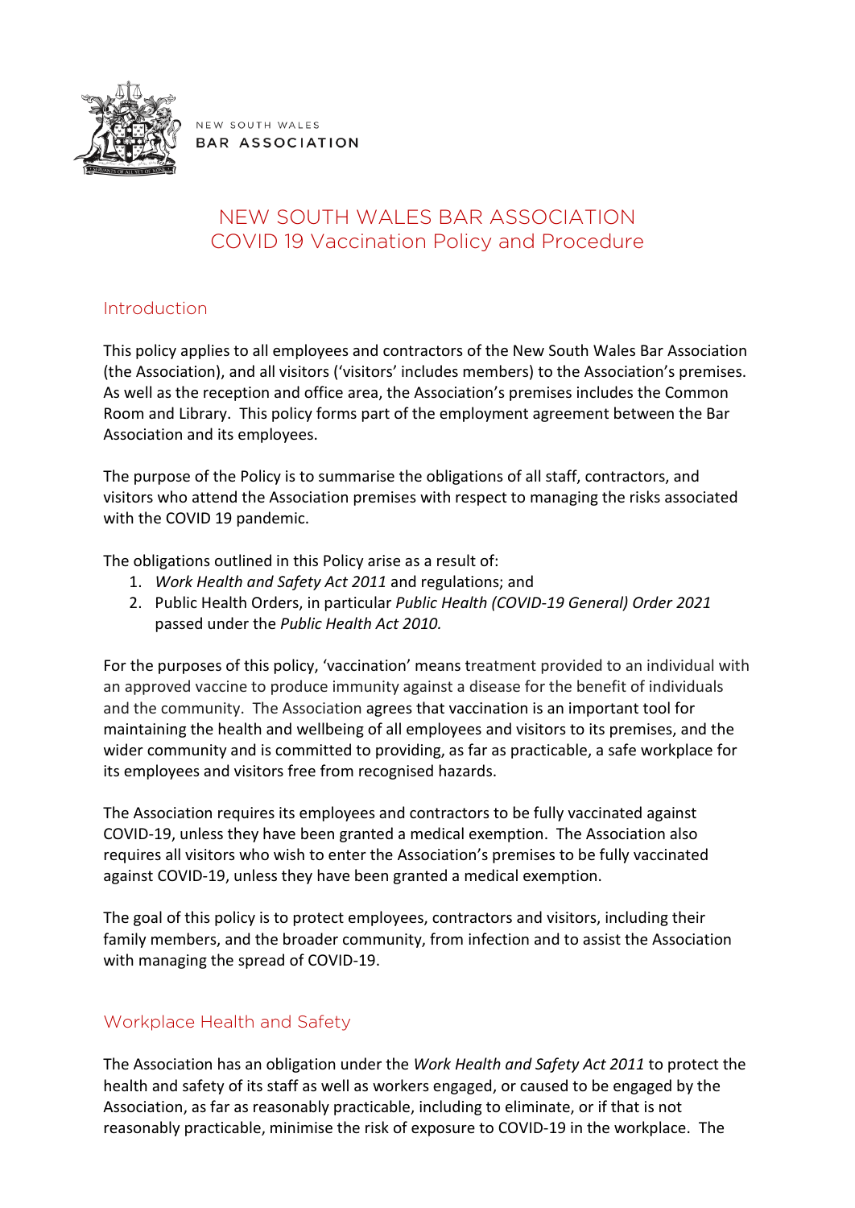NEW SOUTH WALES

BAR ASSOCIATION

# NEW SOUTH WALES BAR ASSOCIATION
# COVID 19 Vaccination Policy and Procedure

## Introduction

This policy applies to all employees and contractors of the New South Wales Bar Association (the Association), and all visitors ('visitors' includes members) to the Association's premises. As well as the reception and office area, the Association's premises includes the Common Room and Library. This policy forms part of the employment agreement between the Bar Association and its employees.

The purpose of the Policy is to summarise the obligations of all staff, contractors, and visitors who attend the Association premises with respect to managing the risks associated with the COVID 19 pandemic.

The obligations outlined in this Policy arise as a result of:

1. *Work Health and Safety Act 2011* and regulations; and
2. Public Health Orders, in particular *Public Health (COVID-19 General) Order 2021* passed under the *Public Health Act 2010.*

For the purposes of this policy, 'vaccination' means treatment provided to an individual with an approved vaccine to produce immunity against a disease for the benefit of individuals and the community. The Association agrees that vaccination is an important tool for maintaining the health and wellbeing of all employees and visitors to its premises, and the wider community and is committed to providing, as far as practicable, a safe workplace for its employees and visitors free from recognised hazards.

The Association requires its employees and contractors to be fully vaccinated against COVID-19, unless they have been granted a medical exemption. The Association also requires all visitors who wish to enter the Association's premises to be fully vaccinated against COVID-19, unless they have been granted a medical exemption.

The goal of this policy is to protect employees, contractors and visitors, including their family members, and the broader community, from infection and to assist the Association with managing the spread of COVID-19.

## Workplace Health and Safety

The Association has an obligation under the *Work Health and Safety Act 2011* to protect the health and safety of its staff as well as workers engaged, or caused to be engaged by the Association, as far as reasonably practicable, including to eliminate, or if that is not reasonably practicable, minimise the risk of exposure to COVID-19 in the workplace. The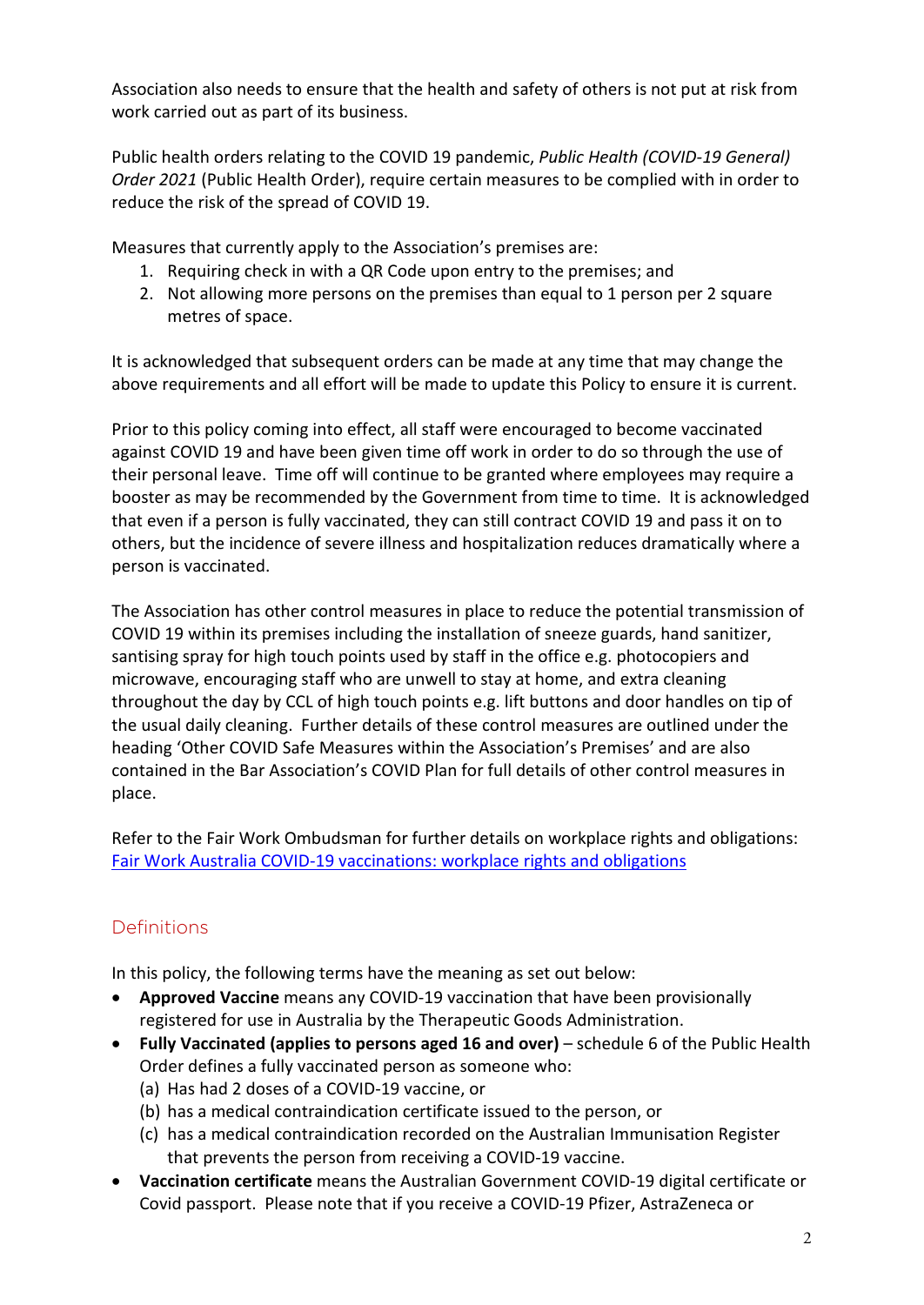Association also needs to ensure that the health and safety of others is not put at risk from work carried out as part of its business.

Public health orders relating to the COVID 19 pandemic, *Public Health (COVID-19 General) Order 2021* (Public Health Order), require certain measures to be complied with in order to reduce the risk of the spread of COVID 19.

Measures that currently apply to the Association's premises are:

1. Requiring check in with a QR Code upon entry to the premises; and
2. Not allowing more persons on the premises than equal to 1 person per 2 square metres of space.

It is acknowledged that subsequent orders can be made at any time that may change the above requirements and all effort will be made to update this Policy to ensure it is current.

Prior to this policy coming into effect, all staff were encouraged to become vaccinated against COVID 19 and have been given time off work in order to do so through the use of their personal leave. Time off will continue to be granted where employees may require a booster as may be recommended by the Government from time to time. It is acknowledged that even if a person is fully vaccinated, they can still contract COVID 19 and pass it on to others, but the incidence of severe illness and hospitalization reduces dramatically where a person is vaccinated.

The Association has other control measures in place to reduce the potential transmission of COVID 19 within its premises including the installation of sneeze guards, hand sanitizer, santising spray for high touch points used by staff in the office e.g. photocopiers and microwave, encouraging staff who are unwell to stay at home, and extra cleaning throughout the day by CCL of high touch points e.g. lift buttons and door handles on tip of the usual daily cleaning. Further details of these control measures are outlined under the heading 'Other COVID Safe Measures within the Association's Premises' and are also contained in the Bar Association's COVID Plan for full details of other control measures in place.

Refer to the Fair Work Ombudsman for further details on workplace rights and obligations: [Fair Work Australia COVID-19 vaccinations: workplace rights and obligations]

## Definitions

In this policy, the following terms have the meaning as set out below:

- **Approved Vaccine** means any COVID-19 vaccination that have been provisionally registered for use in Australia by the Therapeutic Goods Administration.
- **Fully Vaccinated (applies to persons aged 16 and over)** – schedule 6 of the Public Health Order defines a fully vaccinated person as someone who:
  (a) Has had 2 doses of a COVID-19 vaccine, or
  (b) has a medical contraindication certificate issued to the person, or
  (c) has a medical contraindication recorded on the Australian Immunisation Register that prevents the person from receiving a COVID-19 vaccine.
- **Vaccination certificate** means the Australian Government COVID-19 digital certificate or Covid passport. Please note that if you receive a COVID-19 Pfizer, AstraZeneca or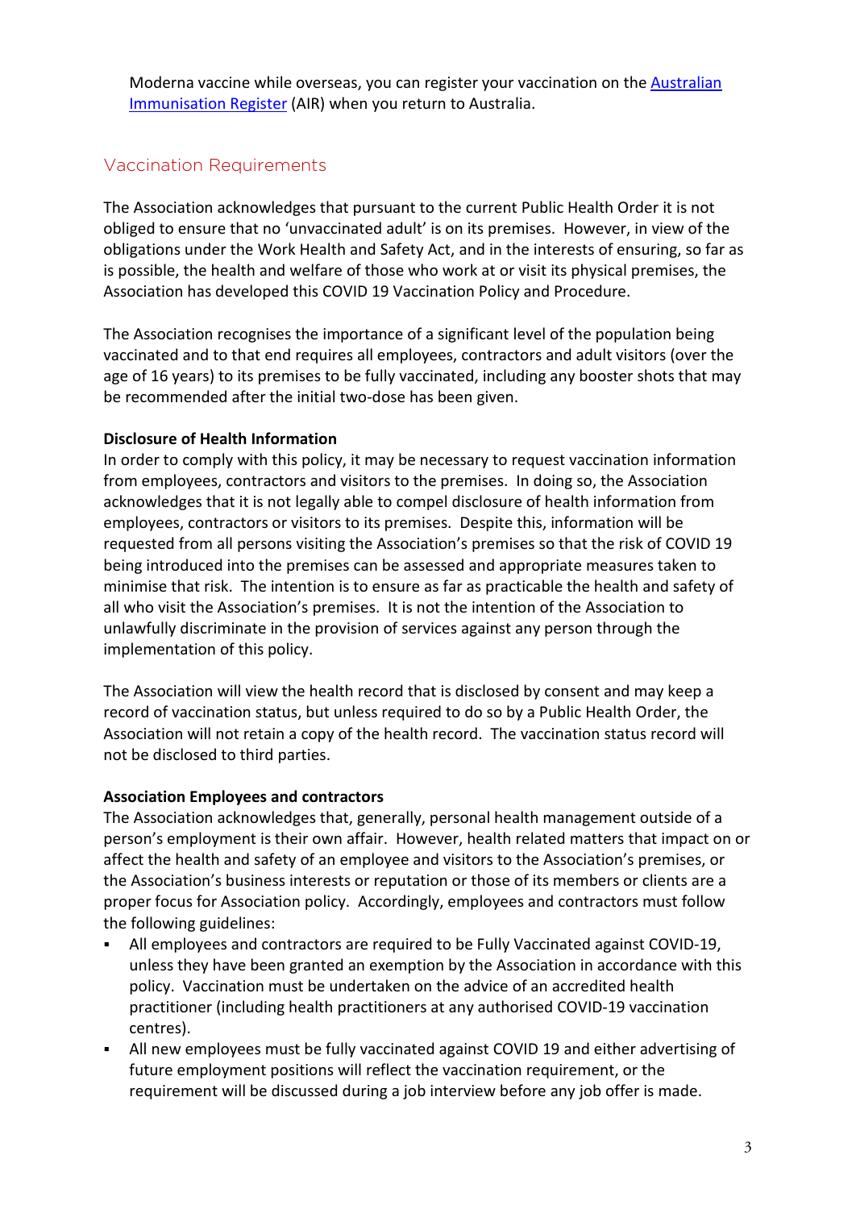Moderna vaccine while overseas, you can register your vaccination on the [Australian Immunisation Register](Australian Immunisation Register) (AIR) when you return to Australia.

## Vaccination Requirements

The Association acknowledges that pursuant to the current Public Health Order it is not obliged to ensure that no 'unvaccinated adult' is on its premises. However, in view of the obligations under the Work Health and Safety Act, and in the interests of ensuring, so far as is possible, the health and welfare of those who work at or visit its physical premises, the Association has developed this COVID 19 Vaccination Policy and Procedure.

The Association recognises the importance of a significant level of the population being vaccinated and to that end requires all employees, contractors and adult visitors (over the age of 16 years) to its premises to be fully vaccinated, including any booster shots that may be recommended after the initial two-dose has been given.

**Disclosure of Health Information**

In order to comply with this policy, it may be necessary to request vaccination information from employees, contractors and visitors to the premises. In doing so, the Association acknowledges that it is not legally able to compel disclosure of health information from employees, contractors or visitors to its premises. Despite this, information will be requested from all persons visiting the Association's premises so that the risk of COVID 19 being introduced into the premises can be assessed and appropriate measures taken to minimise that risk. The intention is to ensure as far as practicable the health and safety of all who visit the Association's premises. It is not the intention of the Association to unlawfully discriminate in the provision of services against any person through the implementation of this policy.

The Association will view the health record that is disclosed by consent and may keep a record of vaccination status, but unless required to do so by a Public Health Order, the Association will not retain a copy of the health record. The vaccination status record will not be disclosed to third parties.

**Association Employees and contractors**

The Association acknowledges that, generally, personal health management outside of a person's employment is their own affair. However, health related matters that impact on or affect the health and safety of an employee and visitors to the Association's premises, or the Association's business interests or reputation or those of its members or clients are a proper focus for Association policy. Accordingly, employees and contractors must follow the following guidelines:

- All employees and contractors are required to be Fully Vaccinated against COVID-19, unless they have been granted an exemption by the Association in accordance with this policy. Vaccination must be undertaken on the advice of an accredited health practitioner (including health practitioners at any authorised COVID-19 vaccination centres).
- All new employees must be fully vaccinated against COVID 19 and either advertising of future employment positions will reflect the vaccination requirement, or the requirement will be discussed during a job interview before any job offer is made.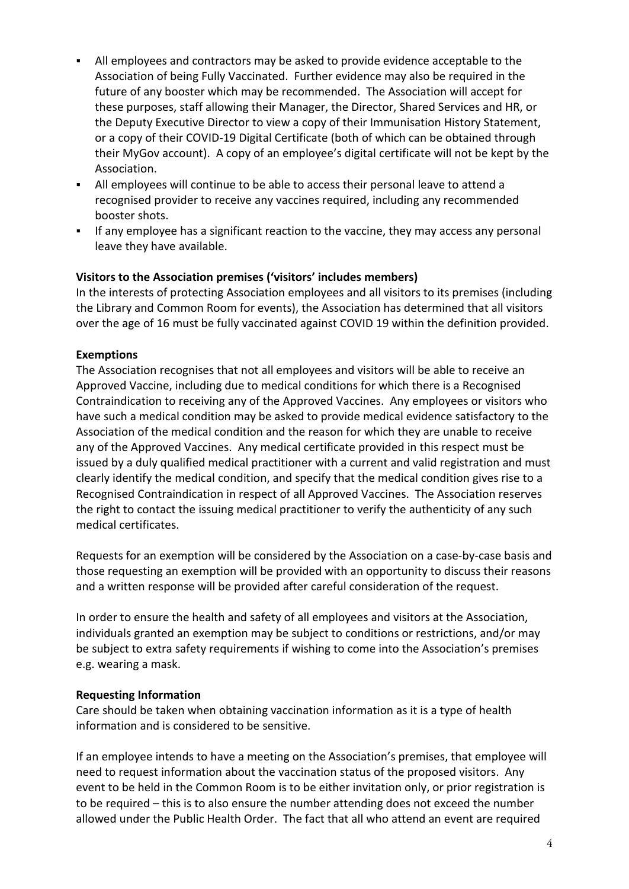- All employees and contractors may be asked to provide evidence acceptable to the Association of being Fully Vaccinated. Further evidence may also be required in the future of any booster which may be recommended. The Association will accept for these purposes, staff allowing their Manager, the Director, Shared Services and HR, or the Deputy Executive Director to view a copy of their Immunisation History Statement, or a copy of their COVID-19 Digital Certificate (both of which can be obtained through their MyGov account). A copy of an employee's digital certificate will not be kept by the Association.
- All employees will continue to be able to access their personal leave to attend a recognised provider to receive any vaccines required, including any recommended booster shots.
- If any employee has a significant reaction to the vaccine, they may access any personal leave they have available.

**Visitors to the Association premises ('visitors' includes members)**

In the interests of protecting Association employees and all visitors to its premises (including the Library and Common Room for events), the Association has determined that all visitors over the age of 16 must be fully vaccinated against COVID 19 within the definition provided.

**Exemptions**

The Association recognises that not all employees and visitors will be able to receive an Approved Vaccine, including due to medical conditions for which there is a Recognised Contraindication to receiving any of the Approved Vaccines. Any employees or visitors who have such a medical condition may be asked to provide medical evidence satisfactory to the Association of the medical condition and the reason for which they are unable to receive any of the Approved Vaccines. Any medical certificate provided in this respect must be issued by a duly qualified medical practitioner with a current and valid registration and must clearly identify the medical condition, and specify that the medical condition gives rise to a Recognised Contraindication in respect of all Approved Vaccines. The Association reserves the right to contact the issuing medical practitioner to verify the authenticity of any such medical certificates.

Requests for an exemption will be considered by the Association on a case-by-case basis and those requesting an exemption will be provided with an opportunity to discuss their reasons and a written response will be provided after careful consideration of the request.

In order to ensure the health and safety of all employees and visitors at the Association, individuals granted an exemption may be subject to conditions or restrictions, and/or may be subject to extra safety requirements if wishing to come into the Association's premises e.g. wearing a mask.

**Requesting Information**

Care should be taken when obtaining vaccination information as it is a type of health information and is considered to be sensitive.

If an employee intends to have a meeting on the Association's premises, that employee will need to request information about the vaccination status of the proposed visitors. Any event to be held in the Common Room is to be either invitation only, or prior registration is to be required – this is to also ensure the number attending does not exceed the number allowed under the Public Health Order. The fact that all who attend an event are required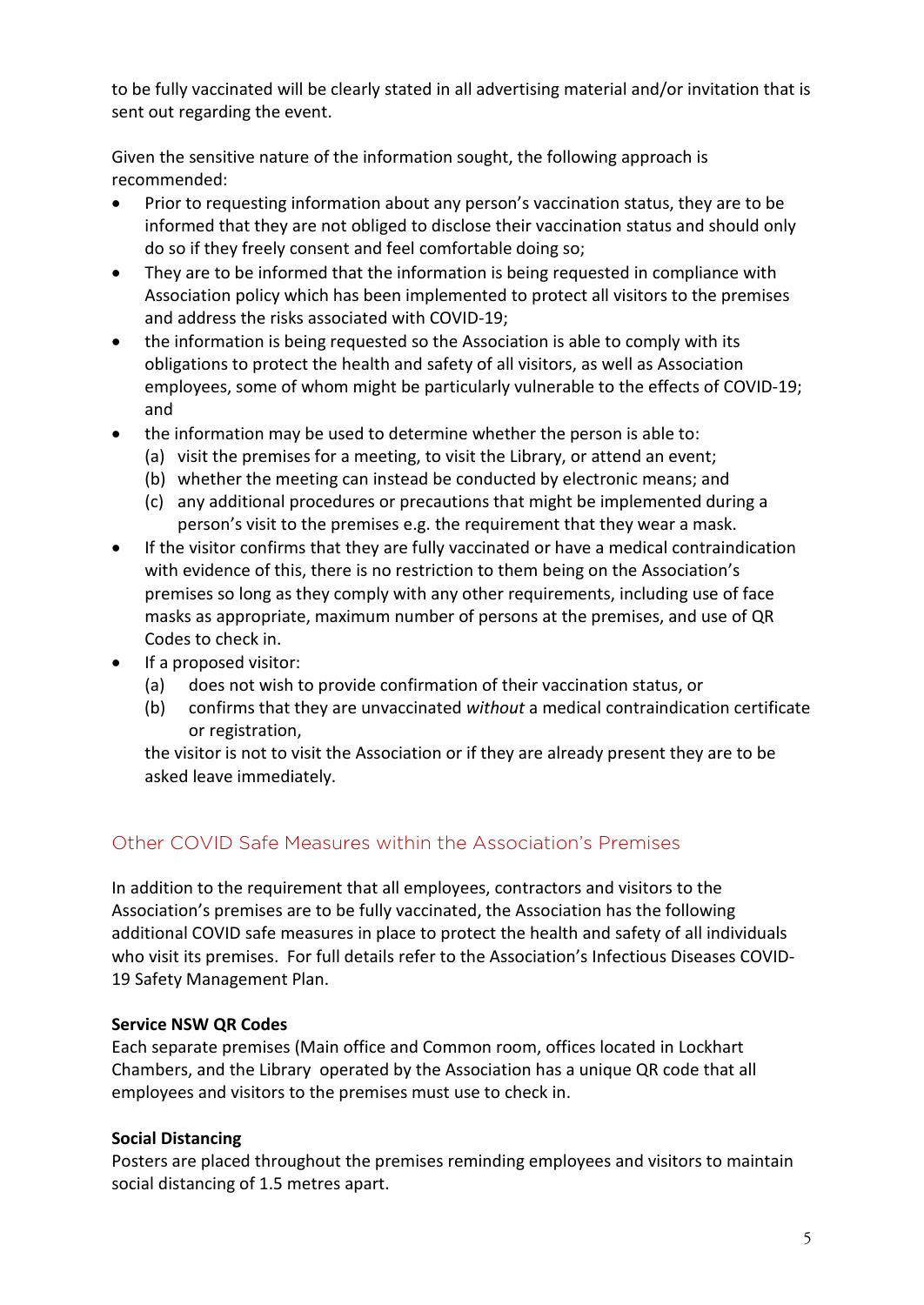to be fully vaccinated will be clearly stated in all advertising material and/or invitation that is sent out regarding the event.

Given the sensitive nature of the information sought, the following approach is recommended:

- Prior to requesting information about any person's vaccination status, they are to be informed that they are not obliged to disclose their vaccination status and should only do so if they freely consent and feel comfortable doing so;
- They are to be informed that the information is being requested in compliance with Association policy which has been implemented to protect all visitors to the premises and address the risks associated with COVID-19;
- the information is being requested so the Association is able to comply with its obligations to protect the health and safety of all visitors, as well as Association employees, some of whom might be particularly vulnerable to the effects of COVID-19; and
- the information may be used to determine whether the person is able to:
  - (a) visit the premises for a meeting, to visit the Library, or attend an event;
  - (b) whether the meeting can instead be conducted by electronic means; and
  - (c) any additional procedures or precautions that might be implemented during a person's visit to the premises e.g. the requirement that they wear a mask.
- If the visitor confirms that they are fully vaccinated or have a medical contraindication with evidence of this, there is no restriction to them being on the Association's premises so long as they comply with any other requirements, including use of face masks as appropriate, maximum number of persons at the premises, and use of QR Codes to check in.
- If a proposed visitor:
  - (a) does not wish to provide confirmation of their vaccination status, or
  - (b) confirms that they are unvaccinated *without* a medical contraindication certificate or registration,

  the visitor is not to visit the Association or if they are already present they are to be asked leave immediately.

## Other COVID Safe Measures within the Association's Premises

In addition to the requirement that all employees, contractors and visitors to the Association's premises are to be fully vaccinated, the Association has the following additional COVID safe measures in place to protect the health and safety of all individuals who visit its premises. For full details refer to the Association's Infectious Diseases COVID-19 Safety Management Plan.

**Service NSW QR Codes**

Each separate premises (Main office and Common room, offices located in Lockhart Chambers, and the Library operated by the Association has a unique QR code that all employees and visitors to the premises must use to check in.

**Social Distancing**

Posters are placed throughout the premises reminding employees and visitors to maintain social distancing of 1.5 metres apart.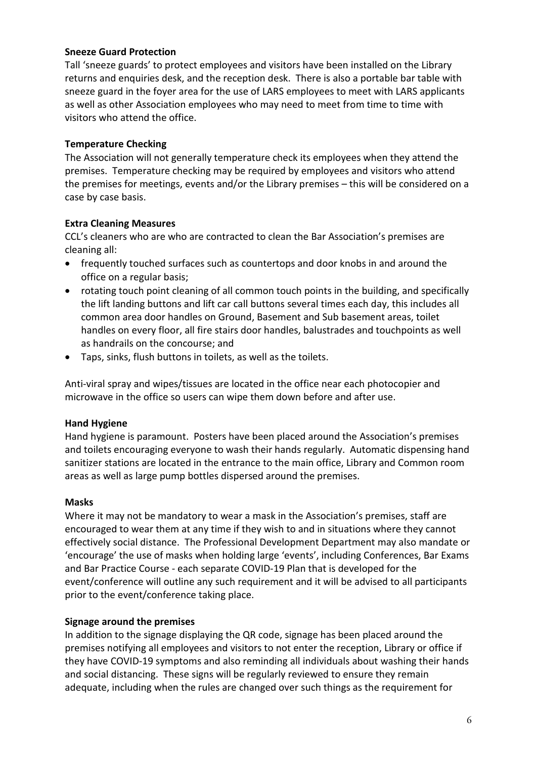**Sneeze Guard Protection**

Tall 'sneeze guards' to protect employees and visitors have been installed on the Library returns and enquiries desk, and the reception desk. There is also a portable bar table with sneeze guard in the foyer area for the use of LARS employees to meet with LARS applicants as well as other Association employees who may need to meet from time to time with visitors who attend the office.

**Temperature Checking**

The Association will not generally temperature check its employees when they attend the premises. Temperature checking may be required by employees and visitors who attend the premises for meetings, events and/or the Library premises – this will be considered on a case by case basis.

**Extra Cleaning Measures**

CCL's cleaners who are who are contracted to clean the Bar Association's premises are cleaning all:

- frequently touched surfaces such as countertops and door knobs in and around the office on a regular basis;
- rotating touch point cleaning of all common touch points in the building, and specifically the lift landing buttons and lift car call buttons several times each day, this includes all common area door handles on Ground, Basement and Sub basement areas, toilet handles on every floor, all fire stairs door handles, balustrades and touchpoints as well as handrails on the concourse; and
- Taps, sinks, flush buttons in toilets, as well as the toilets.

Anti-viral spray and wipes/tissues are located in the office near each photocopier and microwave in the office so users can wipe them down before and after use.

**Hand Hygiene**

Hand hygiene is paramount. Posters have been placed around the Association's premises and toilets encouraging everyone to wash their hands regularly. Automatic dispensing hand sanitizer stations are located in the entrance to the main office, Library and Common room areas as well as large pump bottles dispersed around the premises.

**Masks**

Where it may not be mandatory to wear a mask in the Association's premises, staff are encouraged to wear them at any time if they wish to and in situations where they cannot effectively social distance. The Professional Development Department may also mandate or 'encourage' the use of masks when holding large 'events', including Conferences, Bar Exams and Bar Practice Course - each separate COVID-19 Plan that is developed for the event/conference will outline any such requirement and it will be advised to all participants prior to the event/conference taking place.

**Signage around the premises**

In addition to the signage displaying the QR code, signage has been placed around the premises notifying all employees and visitors to not enter the reception, Library or office if they have COVID-19 symptoms and also reminding all individuals about washing their hands and social distancing. These signs will be regularly reviewed to ensure they remain adequate, including when the rules are changed over such things as the requirement for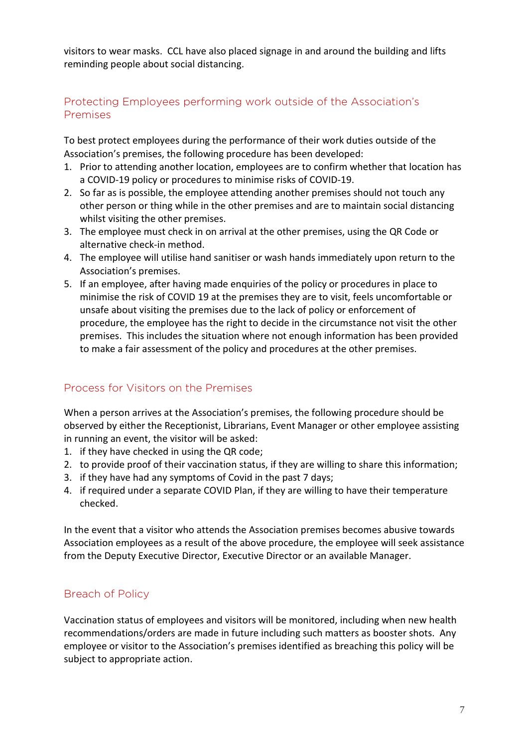visitors to wear masks. CCL have also placed signage in and around the building and lifts reminding people about social distancing.

## Protecting Employees performing work outside of the Association's Premises

To best protect employees during the performance of their work duties outside of the Association's premises, the following procedure has been developed:

1. Prior to attending another location, employees are to confirm whether that location has a COVID-19 policy or procedures to minimise risks of COVID-19.
2. So far as is possible, the employee attending another premises should not touch any other person or thing while in the other premises and are to maintain social distancing whilst visiting the other premises.
3. The employee must check in on arrival at the other premises, using the QR Code or alternative check-in method.
4. The employee will utilise hand sanitiser or wash hands immediately upon return to the Association's premises.
5. If an employee, after having made enquiries of the policy or procedures in place to minimise the risk of COVID 19 at the premises they are to visit, feels uncomfortable or unsafe about visiting the premises due to the lack of policy or enforcement of procedure, the employee has the right to decide in the circumstance not visit the other premises. This includes the situation where not enough information has been provided to make a fair assessment of the policy and procedures at the other premises.

## Process for Visitors on the Premises

When a person arrives at the Association's premises, the following procedure should be observed by either the Receptionist, Librarians, Event Manager or other employee assisting in running an event, the visitor will be asked:

1. if they have checked in using the QR code;
2. to provide proof of their vaccination status, if they are willing to share this information;
3. if they have had any symptoms of Covid in the past 7 days;
4. if required under a separate COVID Plan, if they are willing to have their temperature checked.

In the event that a visitor who attends the Association premises becomes abusive towards Association employees as a result of the above procedure, the employee will seek assistance from the Deputy Executive Director, Executive Director or an available Manager.

## Breach of Policy

Vaccination status of employees and visitors will be monitored, including when new health recommendations/orders are made in future including such matters as booster shots. Any employee or visitor to the Association's premises identified as breaching this policy will be subject to appropriate action.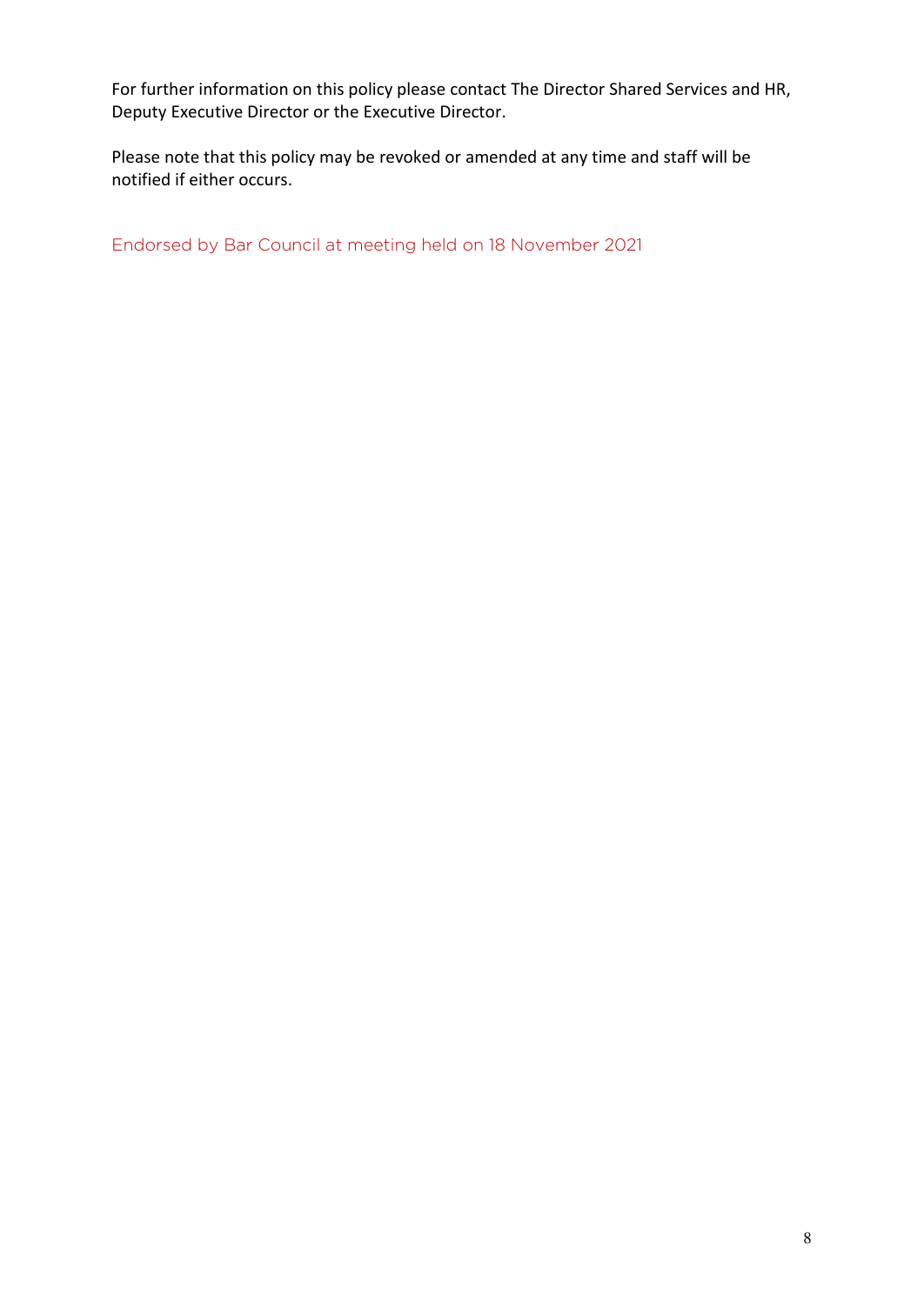For further information on this policy please contact The Director Shared Services and HR, Deputy Executive Director or the Executive Director.

Please note that this policy may be revoked or amended at any time and staff will be notified if either occurs.

Endorsed by Bar Council at meeting held on 18 November 2021